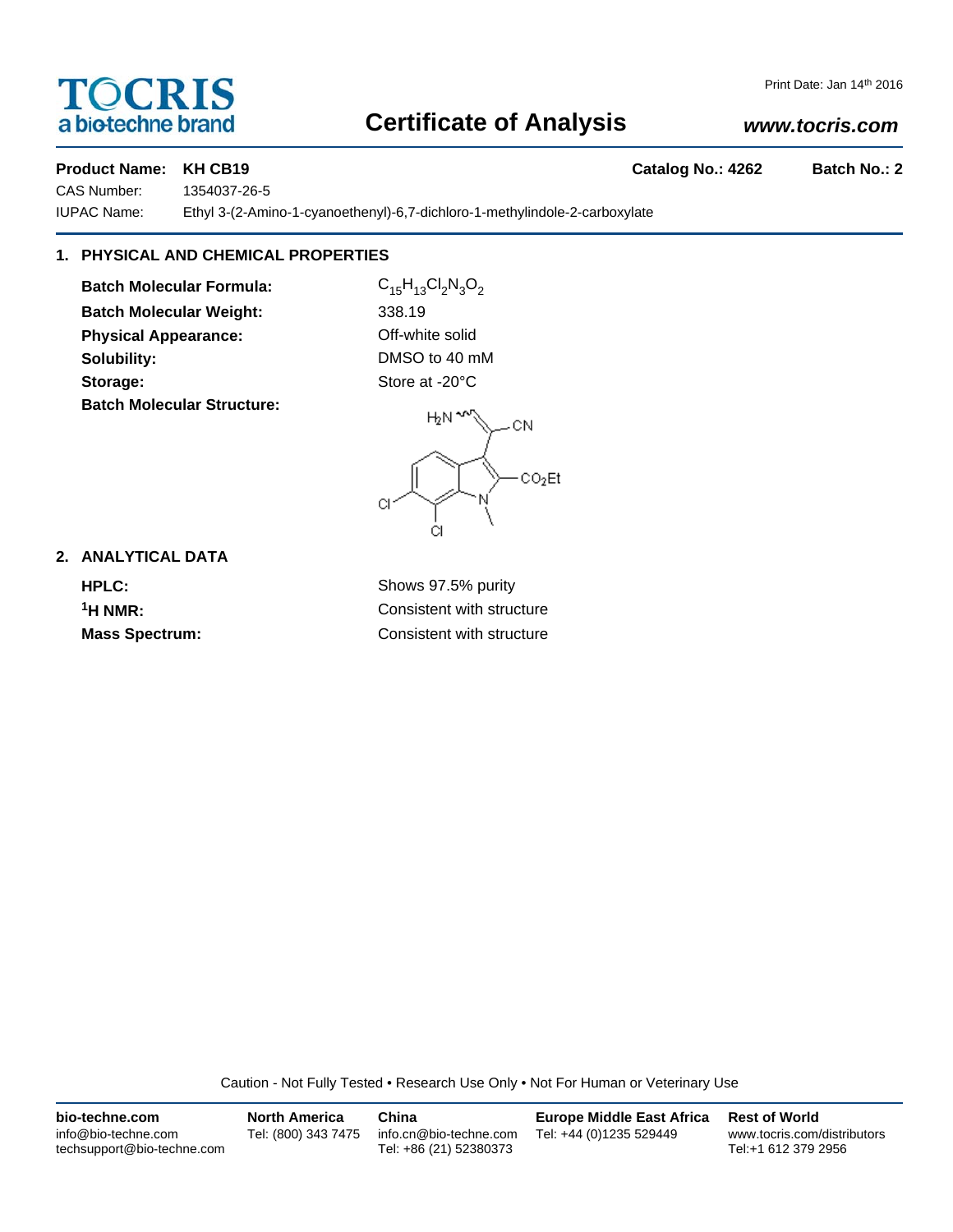TOCRIS
a biotechne brand

# Certificate of Analysis

Print Date: Jan 14th 2016

www.tocris.com

**Product Name:** **KH CB19** **Catalog No.: 4262** **Batch No.: 2**

CAS Number: 1354037-26-5

IUPAC Name: Ethyl 3-(2-Amino-1-cyanoethenyl)-6,7-dichloro-1-methylindole-2-carboxylate

## 1. PHYSICAL AND CHEMICAL PROPERTIES

**Batch Molecular Formula:** $C_{15}H_{13}Cl_2N_3O_2$

**Batch Molecular Weight:** 338.19

**Physical Appearance:** Off-white solid

**Solubility:** DMSO to 40 mM

**Storage:** Store at -20°C

**Batch Molecular Structure:**

## 2. ANALYTICAL DATA

**HPLC:** Shows 97.5% purity

**$^1$H NMR:** Consistent with structure

**Mass Spectrum:** Consistent with structure

Caution - Not Fully Tested • Research Use Only • Not For Human or Veterinary Use

**bio-techne.com**
info@bio-techne.com
techsupport@bio-techne.com

**North America**
Tel: (800) 343 7475

**China**
info.cn@bio-techne.com
Tel: +86 (21) 52380373

**Europe Middle East Africa**
Tel: +44 (0)1235 529449

**Rest of World**
www.tocris.com/distributors
Tel:+1 612 379 2956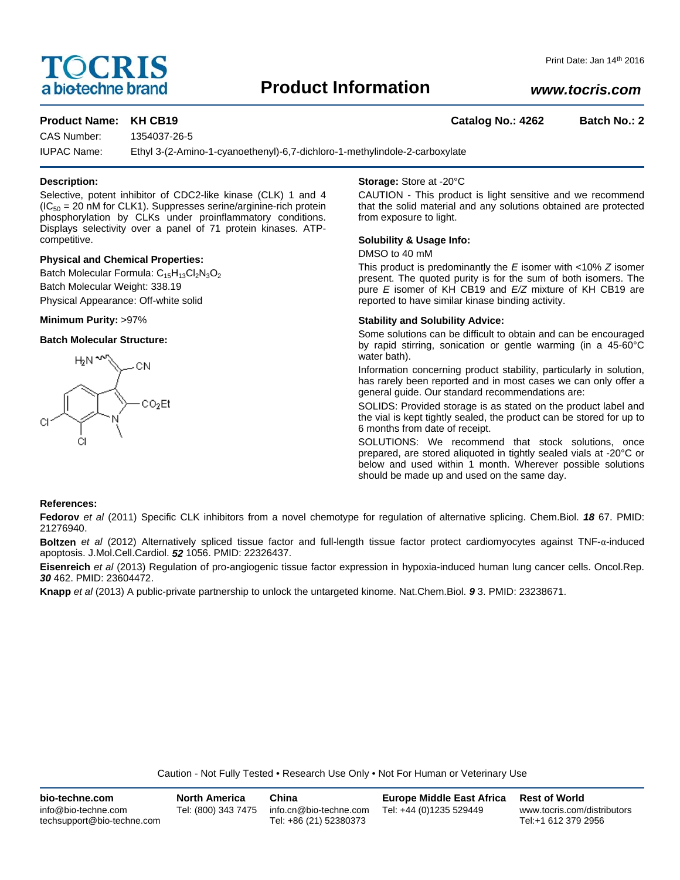# TOCRIS
a biotechne brand

Print Date: Jan 14th 2016

# Product Information

**www.tocris.com**

**Product Name: KH CB19** **Catalog No.: 4262** **Batch No.: 2**

CAS Number: 1354037-26-5

IUPAC Name: Ethyl 3-(2-Amino-1-cyanoethenyl)-6,7-dichloro-1-methylindole-2-carboxylate

### Description:

Selective, potent inhibitor of CDC2-like kinase (CLK) 1 and 4 ($IC_{50}$ = 20 nM for CLK1). Suppresses serine/arginine-rich protein phosphorylation by CLKs under proinflammatory conditions. Displays selectivity over a panel of 71 protein kinases. ATP-competitive.

### Physical and Chemical Properties:

Batch Molecular Formula: $C_{15}H_{13}Cl_2N_3O_2$

Batch Molecular Weight: 338.19

Physical Appearance: Off-white solid

**Minimum Purity:** >97%

### Batch Molecular Structure:

$H_2N$ CN $CO_2Et$ N Cl Cl

**Storage:** Store at -20°C

CAUTION - This product is light sensitive and we recommend that the solid material and any solutions obtained are protected from exposure to light.

### Solubility & Usage Info:

DMSO to 40 mM

This product is predominantly the *E* isomer with <10% *Z* isomer present. The quoted purity is for the sum of both isomers. The pure *E* isomer of KH CB19 and *E/Z* mixture of KH CB19 are reported to have similar kinase binding activity.

### Stability and Solubility Advice:

Some solutions can be difficult to obtain and can be encouraged by rapid stirring, sonication or gentle warming (in a 45-60°C water bath).

Information concerning product stability, particularly in solution, has rarely been reported and in most cases we can only offer a general guide. Our standard recommendations are:

SOLIDS: Provided storage is as stated on the product label and the vial is kept tightly sealed, the product can be stored for up to 6 months from date of receipt.

SOLUTIONS: We recommend that stock solutions, once prepared, are stored aliquoted in tightly sealed vials at -20°C or below and used within 1 month. Wherever possible solutions should be made up and used on the same day.

### References:

**Fedorov** *et al* (2011) Specific CLK inhibitors from a novel chemotype for regulation of alternative splicing. Chem.Biol. ***18*** 67. PMID: 21276940.

**Boltzen** *et al* (2012) Alternatively spliced tissue factor and full-length tissue factor protect cardiomyocytes against TNF-α-induced apoptosis. J.Mol.Cell.Cardiol. ***52*** 1056. PMID: 22326437.

**Eisenreich** *et al* (2013) Regulation of pro-angiogenic tissue factor expression in hypoxia-induced human lung cancer cells. Oncol.Rep. ***30*** 462. PMID: 23604472.

**Knapp** *et al* (2013) A public-private partnership to unlock the untargeted kinome. Nat.Chem.Biol. ***9*** 3. PMID: 23238671.

Caution - Not Fully Tested • Research Use Only • Not For Human or Veterinary Use

**bio-techne.com**
info@bio-techne.com
techsupport@bio-techne.com

**North America**
Tel: (800) 343 7475

**China**
info.cn@bio-techne.com
Tel: +86 (21) 52380373

**Europe Middle East Africa**
Tel: +44 (0)1235 529449

**Rest of World**
www.tocris.com/distributors
Tel:+1 612 379 2956